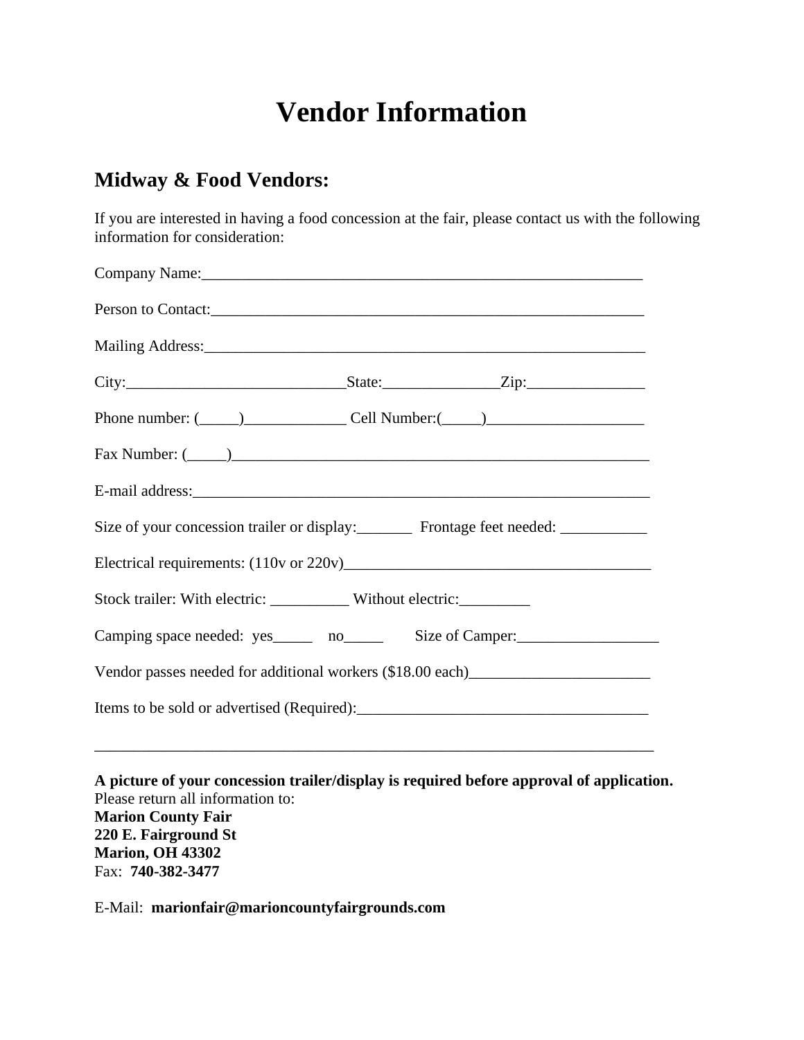# Vendor Information

## Midway & Food Vendors:

If you are interested in having a food concession at the fair, please contact us with the following information for consideration:

Company Name:___________________________________________________________

Person to Contact:_________________________________________________________

Mailing Address:__________________________________________________________

City:____________________________State:_______________Zip:_______________

Phone number: (_____)_____________ Cell Number:(_____)____________________

Fax Number: (_____)_______________________________________________________

E-mail address:____________________________________________________________

Size of your concession trailer or display:_______ Frontage feet needed: ___________

Electrical requirements: (110v or 220v)________________________________________

Stock trailer: With electric: __________ Without electric:_________

Camping space needed: yes_____ no_____ Size of Camper:__________________

Vendor passes needed for additional workers ($18.00 each)_______________________

Items to be sold or advertised (Required):_____________________________________

_____________________________________________________________________________

**A picture of your concession trailer/display is required before approval of application.**
Please return all information to:
**Marion County Fair**
**220 E. Fairground St**
**Marion, OH 43302**
Fax: **740-382-3477**

E-Mail: **marionfair@marioncountyfairgrounds.com**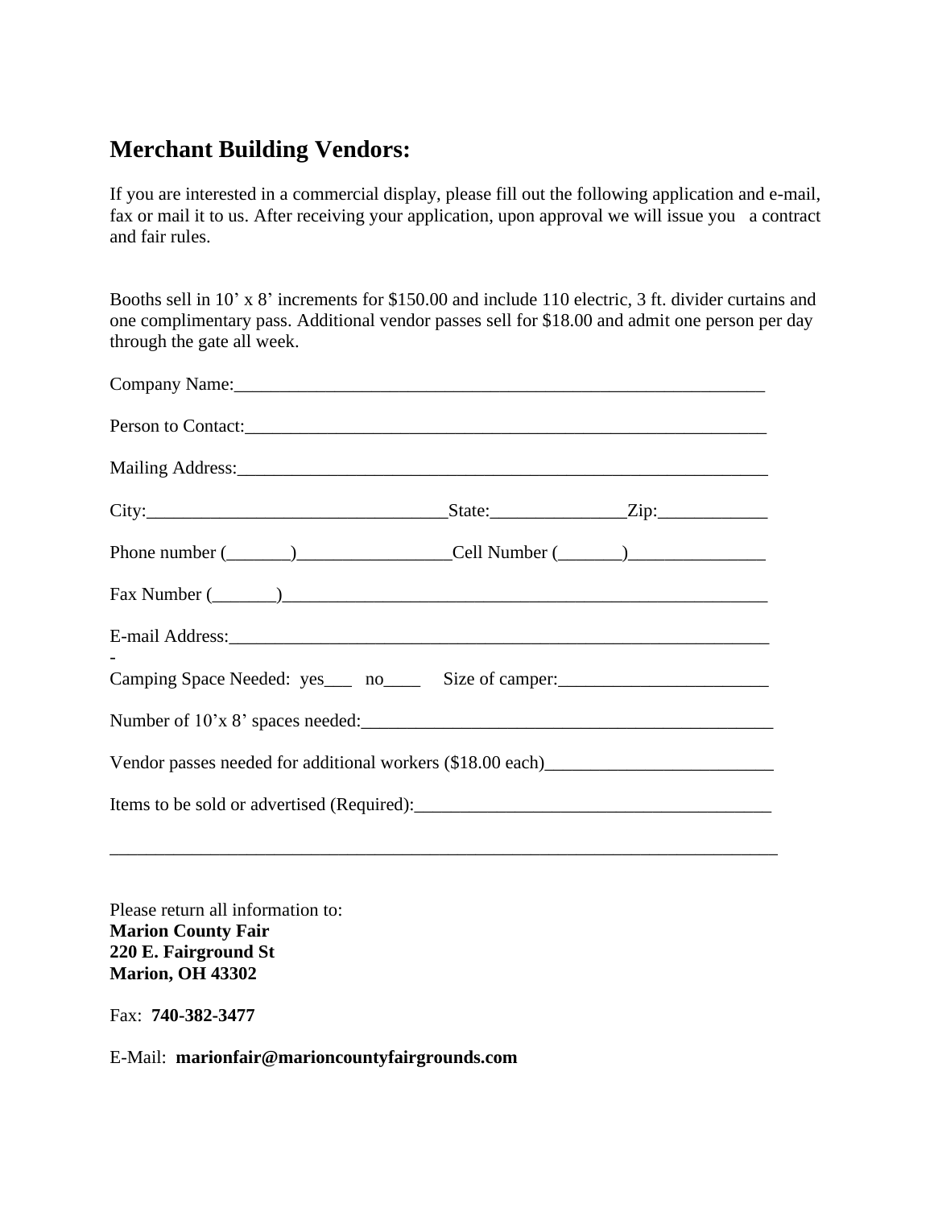## Merchant Building Vendors:

If you are interested in a commercial display, please fill out the following application and e-mail, fax or mail it to us. After receiving your application, upon approval we will issue you a contract and fair rules.

Booths sell in 10' x 8' increments for $150.00 and include 110 electric, 3 ft. divider curtains and one complimentary pass. Additional vendor passes sell for $18.00 and admit one person per day through the gate all week.

Company Name:____________________________________________________________

Person to Contact:__________________________________________________________

Mailing Address:___________________________________________________________

City:__________________________________State:_______________Zip:____________

Phone number (_______)_________________Cell Number (_______)_______________

Fax Number (_______)______________________________________________________

E-mail Address:____________________________________________________________

-
Camping Space Needed: yes___ no____ Size of camper:_______________________

Number of 10'x 8' spaces needed:_______________________________________________

Vendor passes needed for additional workers ($18.00 each)_________________________

Items to be sold or advertised (Required):________________________________________

_____________________________________________________________________________

Please return all information to:
**Marion County Fair**
**220 E. Fairground St**
**Marion, OH 43302**

Fax: **740-382-3477**

E-Mail: **marionfair@marioncountyfairgrounds.com**